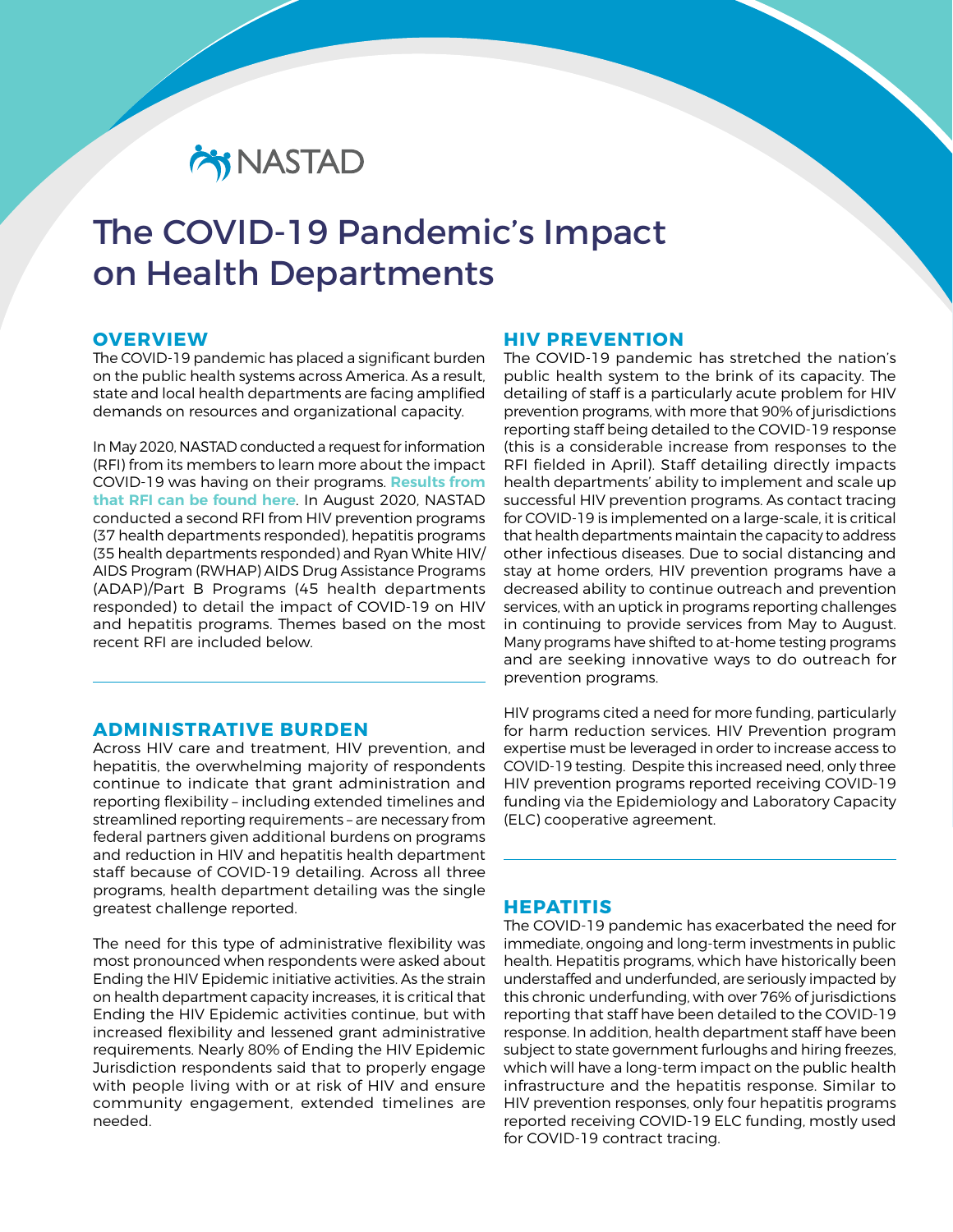NASTAD

# The COVID-19 Pandemic's Impact on Health Departments

## OVERVIEW

The COVID-19 pandemic has placed a significant burden on the public health systems across America. As a result, state and local health departments are facing amplified demands on resources and organizational capacity.

In May 2020, NASTAD conducted a request for information (RFI) from its members to learn more about the impact COVID-19 was having on their programs. **Results from that RFI can be found here**. In August 2020, NASTAD conducted a second RFI from HIV prevention programs (37 health departments responded), hepatitis programs (35 health departments responded) and Ryan White HIV/AIDS Program (RWHAP) AIDS Drug Assistance Programs (ADAP)/Part B Programs (45 health departments responded) to detail the impact of COVID-19 on HIV and hepatitis programs. Themes based on the most recent RFI are included below.

## ADMINISTRATIVE BURDEN

Across HIV care and treatment, HIV prevention, and hepatitis, the overwhelming majority of respondents continue to indicate that grant administration and reporting flexibility – including extended timelines and streamlined reporting requirements – are necessary from federal partners given additional burdens on programs and reduction in HIV and hepatitis health department staff because of COVID-19 detailing. Across all three programs, health department detailing was the single greatest challenge reported.

The need for this type of administrative flexibility was most pronounced when respondents were asked about Ending the HIV Epidemic initiative activities. As the strain on health department capacity increases, it is critical that Ending the HIV Epidemic activities continue, but with increased flexibility and lessened grant administrative requirements. Nearly 80% of Ending the HIV Epidemic Jurisdiction respondents said that to properly engage with people living with or at risk of HIV and ensure community engagement, extended timelines are needed.

## HIV PREVENTION

The COVID-19 pandemic has stretched the nation's public health system to the brink of its capacity. The detailing of staff is a particularly acute problem for HIV prevention programs, with more that 90% of jurisdictions reporting staff being detailed to the COVID-19 response (this is a considerable increase from responses to the RFI fielded in April). Staff detailing directly impacts health departments' ability to implement and scale up successful HIV prevention programs. As contact tracing for COVID-19 is implemented on a large-scale, it is critical that health departments maintain the capacity to address other infectious diseases. Due to social distancing and stay at home orders, HIV prevention programs have a decreased ability to continue outreach and prevention services, with an uptick in programs reporting challenges in continuing to provide services from May to August. Many programs have shifted to at-home testing programs and are seeking innovative ways to do outreach for prevention programs.

HIV programs cited a need for more funding, particularly for harm reduction services. HIV Prevention program expertise must be leveraged in order to increase access to COVID-19 testing. Despite this increased need, only three HIV prevention programs reported receiving COVID-19 funding via the Epidemiology and Laboratory Capacity (ELC) cooperative agreement.

## HEPATITIS

The COVID-19 pandemic has exacerbated the need for immediate, ongoing and long-term investments in public health. Hepatitis programs, which have historically been understaffed and underfunded, are seriously impacted by this chronic underfunding, with over 76% of jurisdictions reporting that staff have been detailed to the COVID-19 response. In addition, health department staff have been subject to state government furloughs and hiring freezes, which will have a long-term impact on the public health infrastructure and the hepatitis response. Similar to HIV prevention responses, only four hepatitis programs reported receiving COVID-19 ELC funding, mostly used for COVID-19 contract tracing.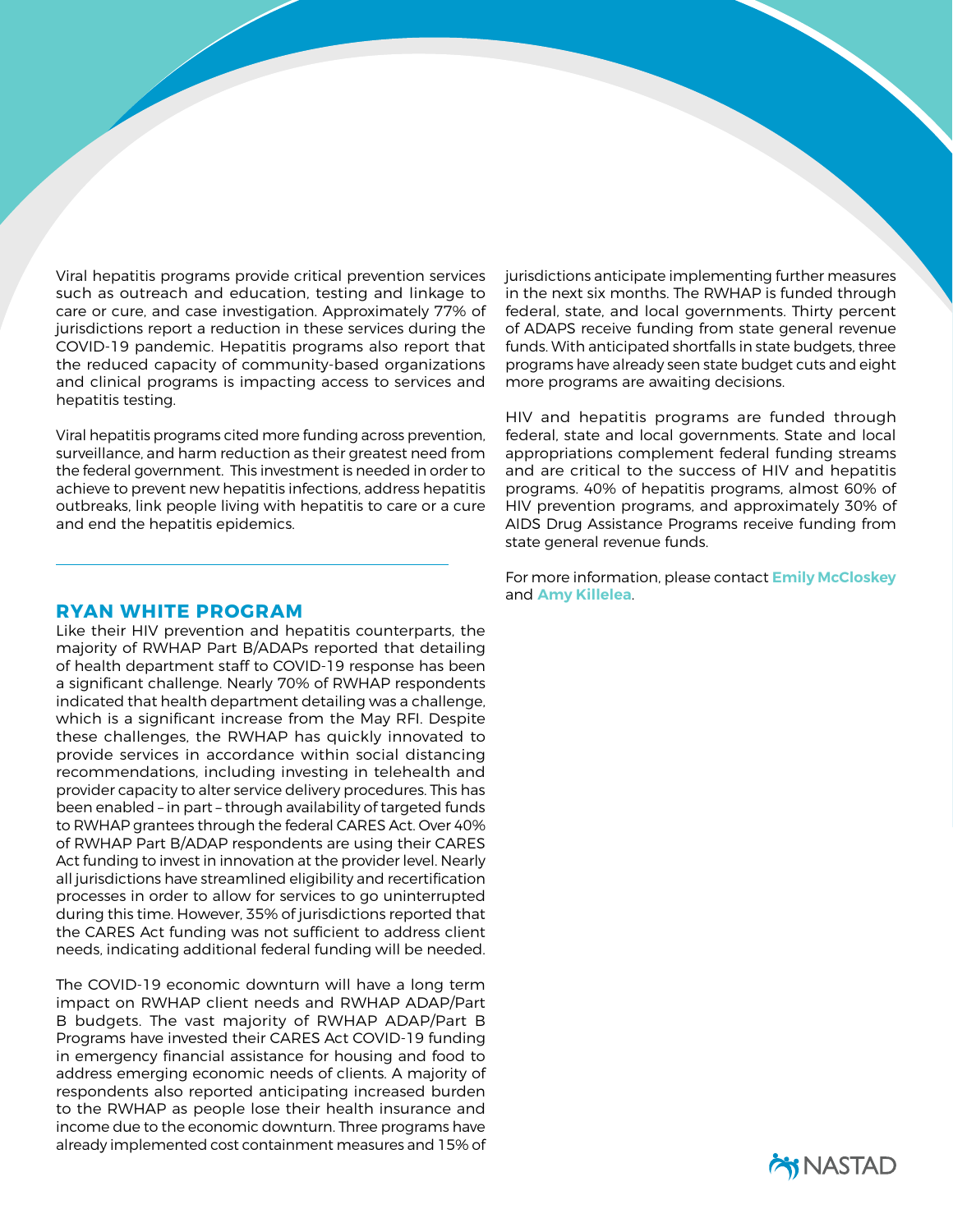Viral hepatitis programs provide critical prevention services such as outreach and education, testing and linkage to care or cure, and case investigation. Approximately 77% of jurisdictions report a reduction in these services during the COVID-19 pandemic. Hepatitis programs also report that the reduced capacity of community-based organizations and clinical programs is impacting access to services and hepatitis testing.

Viral hepatitis programs cited more funding across prevention, surveillance, and harm reduction as their greatest need from the federal government. This investment is needed in order to achieve to prevent new hepatitis infections, address hepatitis outbreaks, link people living with hepatitis to care or a cure and end the hepatitis epidemics.

## RYAN WHITE PROGRAM

Like their HIV prevention and hepatitis counterparts, the majority of RWHAP Part B/ADAPs reported that detailing of health department staff to COVID-19 response has been a significant challenge. Nearly 70% of RWHAP respondents indicated that health department detailing was a challenge, which is a significant increase from the May RFI. Despite these challenges, the RWHAP has quickly innovated to provide services in accordance within social distancing recommendations, including investing in telehealth and provider capacity to alter service delivery procedures. This has been enabled – in part – through availability of targeted funds to RWHAP grantees through the federal CARES Act. Over 40% of RWHAP Part B/ADAP respondents are using their CARES Act funding to invest in innovation at the provider level. Nearly all jurisdictions have streamlined eligibility and recertification processes in order to allow for services to go uninterrupted during this time. However, 35% of jurisdictions reported that the CARES Act funding was not sufficient to address client needs, indicating additional federal funding will be needed.

The COVID-19 economic downturn will have a long term impact on RWHAP client needs and RWHAP ADAP/Part B budgets. The vast majority of RWHAP ADAP/Part B Programs have invested their CARES Act COVID-19 funding in emergency financial assistance for housing and food to address emerging economic needs of clients. A majority of respondents also reported anticipating increased burden to the RWHAP as people lose their health insurance and income due to the economic downturn. Three programs have already implemented cost containment measures and 15% of jurisdictions anticipate implementing further measures in the next six months. The RWHAP is funded through federal, state, and local governments. Thirty percent of ADAPS receive funding from state general revenue funds. With anticipated shortfalls in state budgets, three programs have already seen state budget cuts and eight more programs are awaiting decisions.

HIV and hepatitis programs are funded through federal, state and local governments. State and local appropriations complement federal funding streams and are critical to the success of HIV and hepatitis programs. 40% of hepatitis programs, almost 60% of HIV prevention programs, and approximately 30% of AIDS Drug Assistance Programs receive funding from state general revenue funds.

For more information, please contact **Emily McCloskey** and **Amy Killelea**.